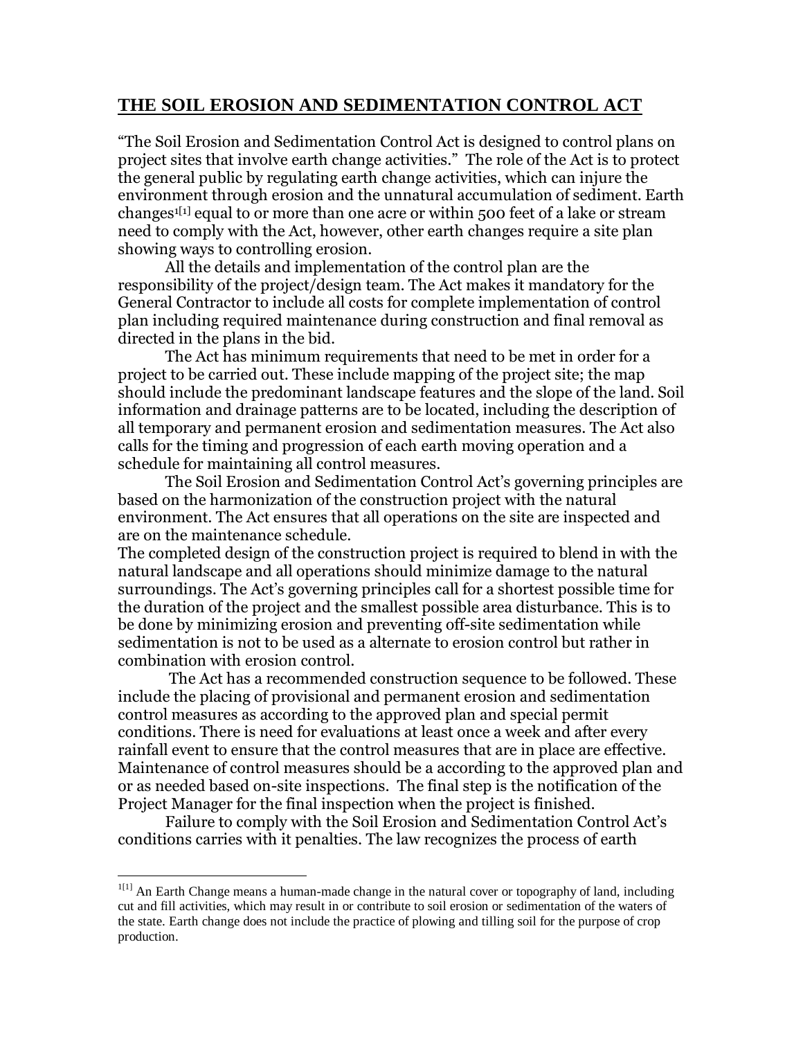# THE SOIL EROSION AND SEDIMENTATION CONTROL ACT

"The Soil Erosion and Sedimentation Control Act is designed to control plans on project sites that involve earth change activities." The role of the Act is to protect the general public by regulating earth change activities, which can injure the environment through erosion and the unnatural accumulation of sediment. Earth changes[1][1] equal to or more than one acre or within 500 feet of a lake or stream need to comply with the Act, however, other earth changes require a site plan showing ways to controlling erosion.

All the details and implementation of the control plan are the responsibility of the project/design team. The Act makes it mandatory for the General Contractor to include all costs for complete implementation of control plan including required maintenance during construction and final removal as directed in the plans in the bid.

The Act has minimum requirements that need to be met in order for a project to be carried out. These include mapping of the project site; the map should include the predominant landscape features and the slope of the land. Soil information and drainage patterns are to be located, including the description of all temporary and permanent erosion and sedimentation measures. The Act also calls for the timing and progression of each earth moving operation and a schedule for maintaining all control measures.

The Soil Erosion and Sedimentation Control Act's governing principles are based on the harmonization of the construction project with the natural environment. The Act ensures that all operations on the site are inspected and are on the maintenance schedule.

The completed design of the construction project is required to blend in with the natural landscape and all operations should minimize damage to the natural surroundings. The Act's governing principles call for a shortest possible time for the duration of the project and the smallest possible area disturbance. This is to be done by minimizing erosion and preventing off-site sedimentation while sedimentation is not to be used as a alternate to erosion control but rather in combination with erosion control.

The Act has a recommended construction sequence to be followed. These include the placing of provisional and permanent erosion and sedimentation control measures as according to the approved plan and special permit conditions. There is need for evaluations at least once a week and after every rainfall event to ensure that the control measures that are in place are effective. Maintenance of control measures should be a according to the approved plan and or as needed based on-site inspections. The final step is the notification of the Project Manager for the final inspection when the project is finished.

Failure to comply with the Soil Erosion and Sedimentation Control Act's conditions carries with it penalties. The law recognizes the process of earth

---

[1][1] An Earth Change means a human-made change in the natural cover or topography of land, including cut and fill activities, which may result in or contribute to soil erosion or sedimentation of the waters of the state. Earth change does not include the practice of plowing and tilling soil for the purpose of crop production.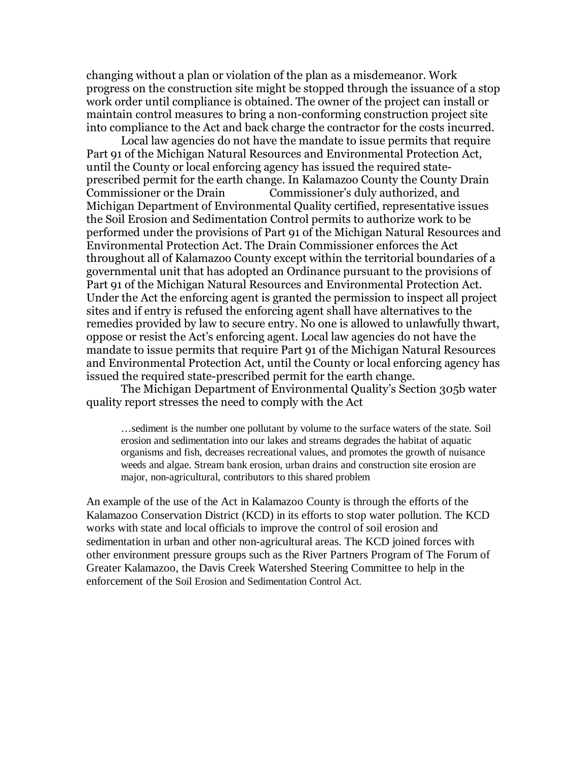changing without a plan or violation of the plan as a misdemeanor. Work progress on the construction site might be stopped through the issuance of a stop work order until compliance is obtained. The owner of the project can install or maintain control measures to bring a non-conforming construction project site into compliance to the Act and back charge the contractor for the costs incurred.

Local law agencies do not have the mandate to issue permits that require Part 91 of the Michigan Natural Resources and Environmental Protection Act, until the County or local enforcing agency has issued the required state-prescribed permit for the earth change. In Kalamazoo County the County Drain Commissioner or the Drain Commissioner's duly authorized, and Michigan Department of Environmental Quality certified, representative issues the Soil Erosion and Sedimentation Control permits to authorize work to be performed under the provisions of Part 91 of the Michigan Natural Resources and Environmental Protection Act. The Drain Commissioner enforces the Act throughout all of Kalamazoo County except within the territorial boundaries of a governmental unit that has adopted an Ordinance pursuant to the provisions of Part 91 of the Michigan Natural Resources and Environmental Protection Act. Under the Act the enforcing agent is granted the permission to inspect all project sites and if entry is refused the enforcing agent shall have alternatives to the remedies provided by law to secure entry. No one is allowed to unlawfully thwart, oppose or resist the Act's enforcing agent. Local law agencies do not have the mandate to issue permits that require Part 91 of the Michigan Natural Resources and Environmental Protection Act, until the County or local enforcing agency has issued the required state-prescribed permit for the earth change.

The Michigan Department of Environmental Quality's Section 305b water quality report stresses the need to comply with the Act

> …sediment is the number one pollutant by volume to the surface waters of the state. Soil erosion and sedimentation into our lakes and streams degrades the habitat of aquatic organisms and fish, decreases recreational values, and promotes the growth of nuisance weeds and algae. Stream bank erosion, urban drains and construction site erosion are major, non-agricultural, contributors to this shared problem

An example of the use of the Act in Kalamazoo County is through the efforts of the Kalamazoo Conservation District (KCD) in its efforts to stop water pollution. The KCD works with state and local officials to improve the control of soil erosion and sedimentation in urban and other non-agricultural areas. The KCD joined forces with other environment pressure groups such as the River Partners Program of The Forum of Greater Kalamazoo, the Davis Creek Watershed Steering Committee to help in the enforcement of the Soil Erosion and Sedimentation Control Act.